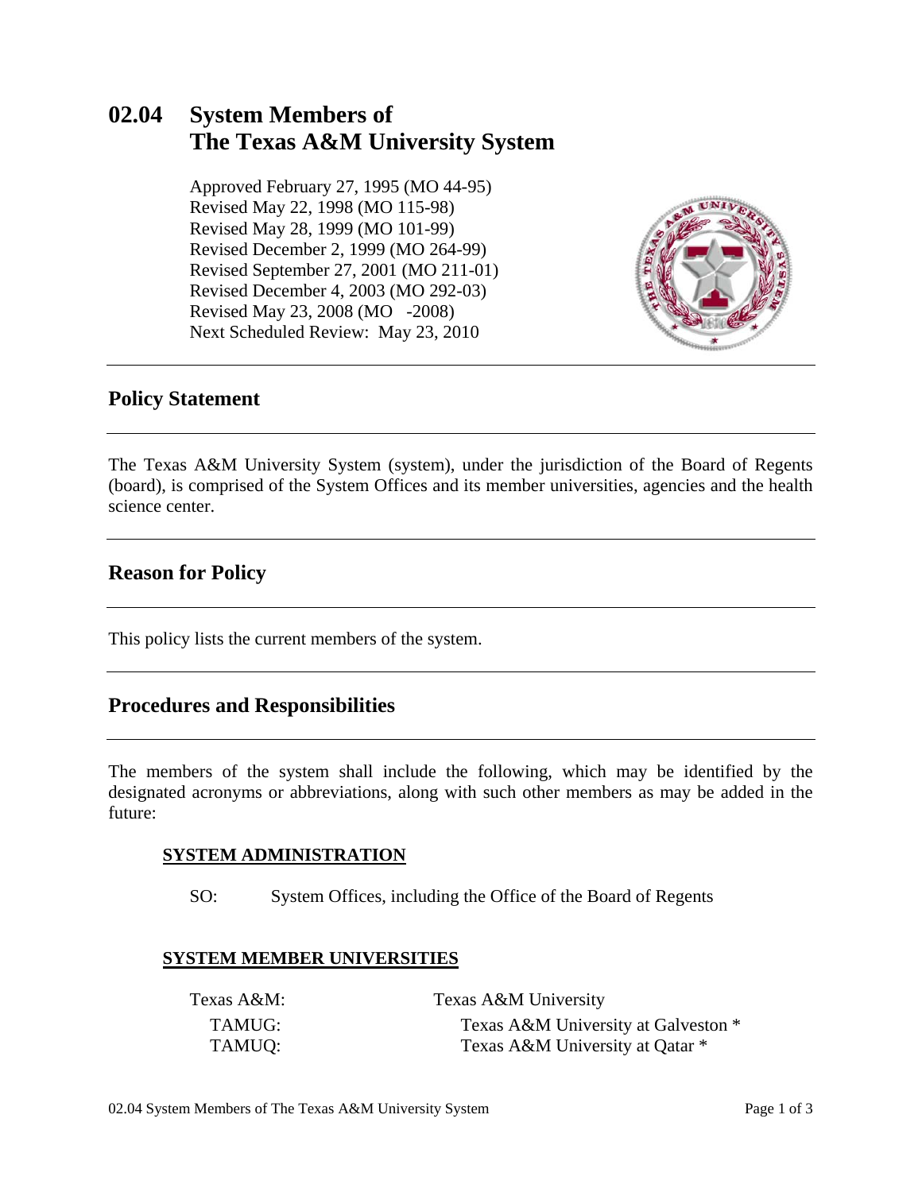# 02.04 System Members of The Texas A&M University System

Approved February 27, 1995 (MO 44-95)
Revised May 22, 1998 (MO 115-98)
Revised May 28, 1999 (MO 101-99)
Revised December 2, 1999 (MO 264-99)
Revised September 27, 2001 (MO 211-01)
Revised December 4, 2003 (MO 292-03)
Revised May 23, 2008 (MO -2008)
Next Scheduled Review: May 23, 2010

## Policy Statement

The Texas A&M University System (system), under the jurisdiction of the Board of Regents (board), is comprised of the System Offices and its member universities, agencies and the health science center.

## Reason for Policy

This policy lists the current members of the system.

## Procedures and Responsibilities

The members of the system shall include the following, which may be identified by the designated acronyms or abbreviations, along with such other members as may be added in the future:

**SYSTEM ADMINISTRATION**

SO: System Offices, including the Office of the Board of Regents

**SYSTEM MEMBER UNIVERSITIES**

Texas A&M: Texas A&M University

- TAMUG: Texas A&M University at Galveston *
- TAMUQ: Texas A&M University at Qatar *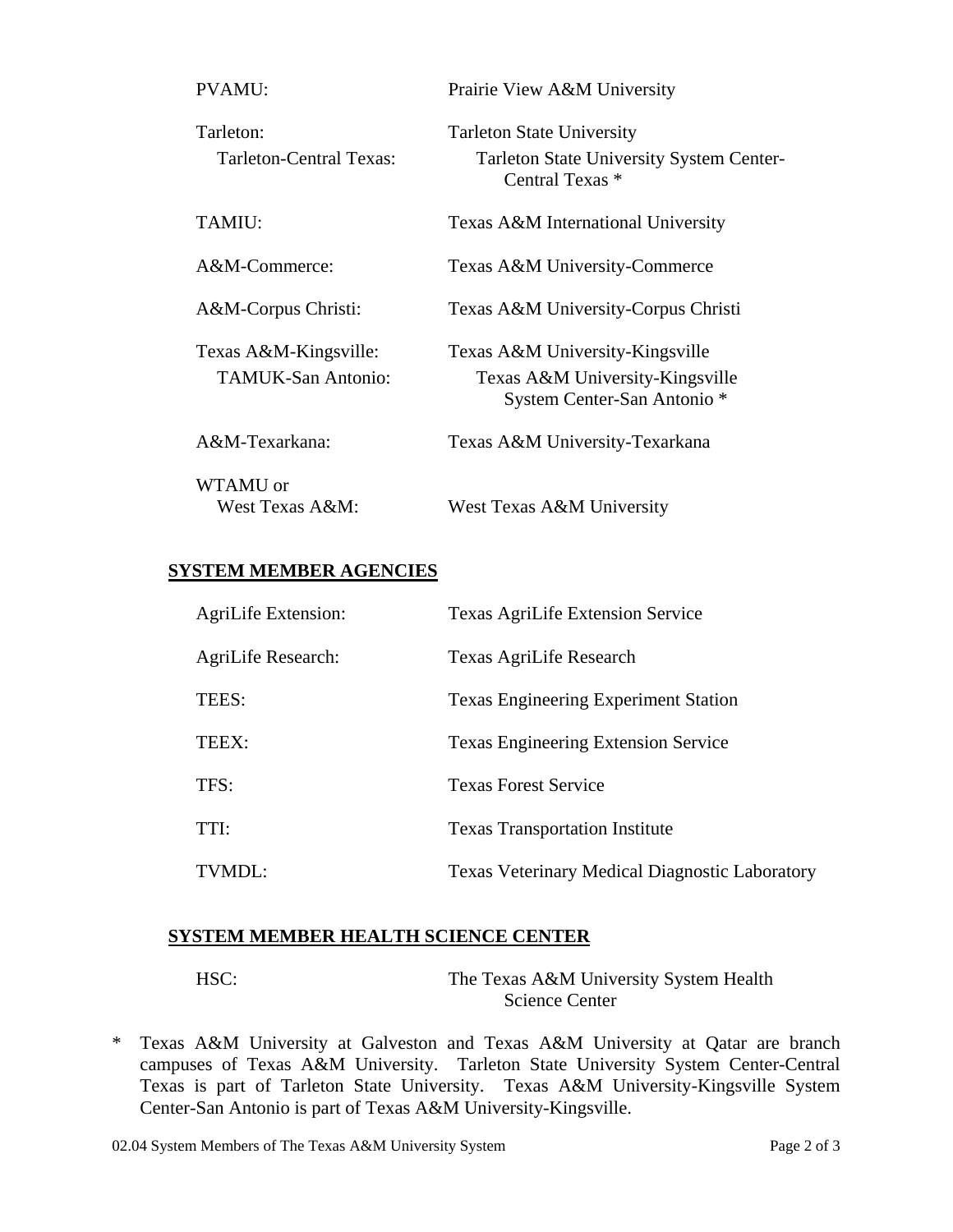| | |
|---|---|
| PVAMU: | Prairie View A&M University |
| Tarleton: | Tarleton State University |
| Tarleton-Central Texas: | Tarleton State University System Center-Central Texas * |
| TAMIU: | Texas A&M International University |
| A&M-Commerce: | Texas A&M University-Commerce |
| A&M-Corpus Christi: | Texas A&M University-Corpus Christi |
| Texas A&M-Kingsville: | Texas A&M University-Kingsville |
| TAMUK-San Antonio: | Texas A&M University-Kingsville System Center-San Antonio * |
| A&M-Texarkana: | Texas A&M University-Texarkana |
| WTAMU or West Texas A&M: | West Texas A&M University |

## SYSTEM MEMBER AGENCIES

| | |
|---|---|
| AgriLife Extension: | Texas AgriLife Extension Service |
| AgriLife Research: | Texas AgriLife Research |
| TEES: | Texas Engineering Experiment Station |
| TEEX: | Texas Engineering Extension Service |
| TFS: | Texas Forest Service |
| TTI: | Texas Transportation Institute |
| TVMDL: | Texas Veterinary Medical Diagnostic Laboratory |

## SYSTEM MEMBER HEALTH SCIENCE CENTER

| | |
|---|---|
| HSC: | The Texas A&M University System Health Science Center |

\* Texas A&M University at Galveston and Texas A&M University at Qatar are branch campuses of Texas A&M University. Tarleton State University System Center-Central Texas is part of Tarleton State University. Texas A&M University-Kingsville System Center-San Antonio is part of Texas A&M University-Kingsville.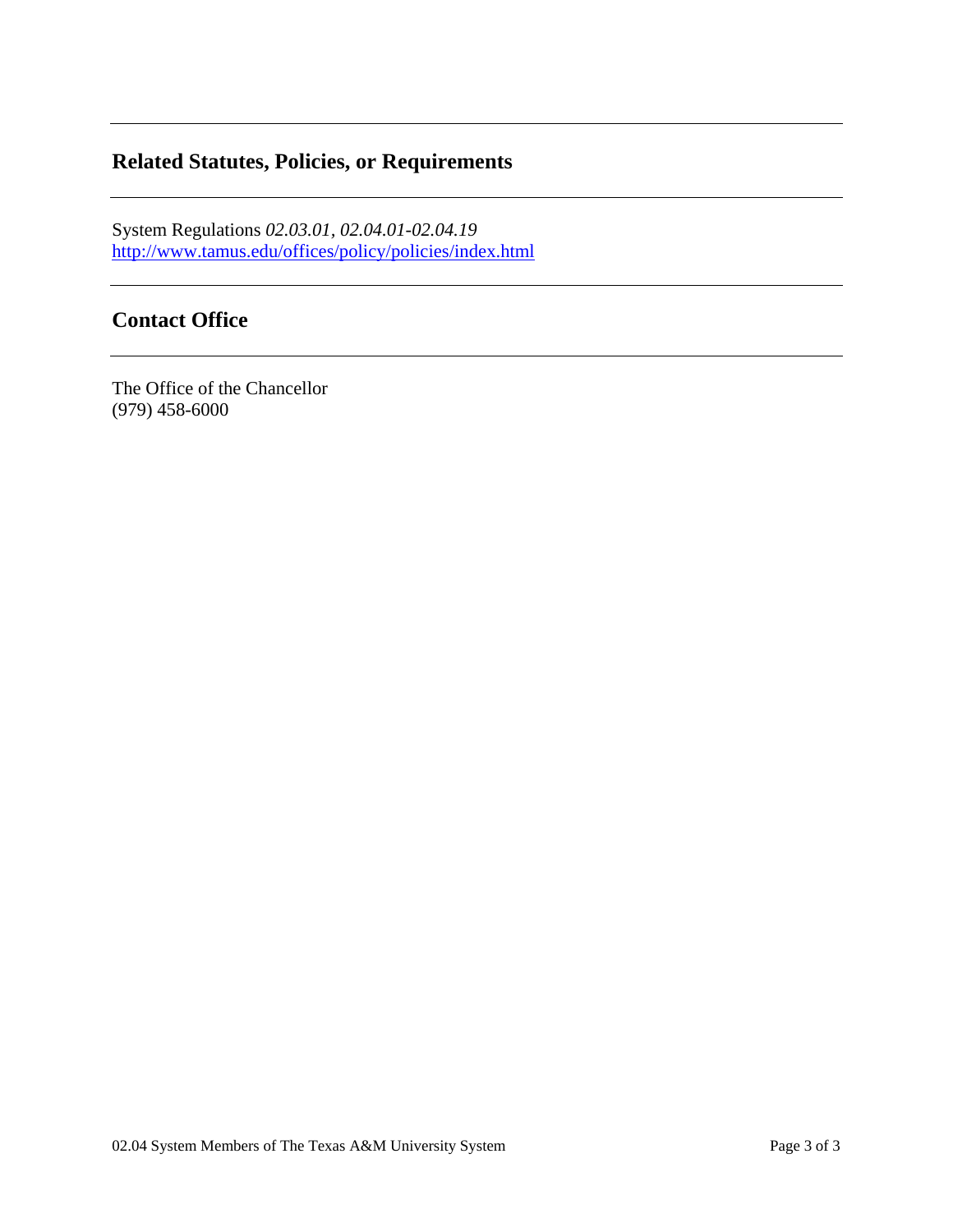## Related Statutes, Policies, or Requirements

System Regulations *02.03.01*, *02.04.01-02.04.19*
[http://www.tamus.edu/offices/policy/policies/index.html](http://www.tamus.edu/offices/policy/policies/index.html)

## Contact Office

The Office of the Chancellor
(979) 458-6000